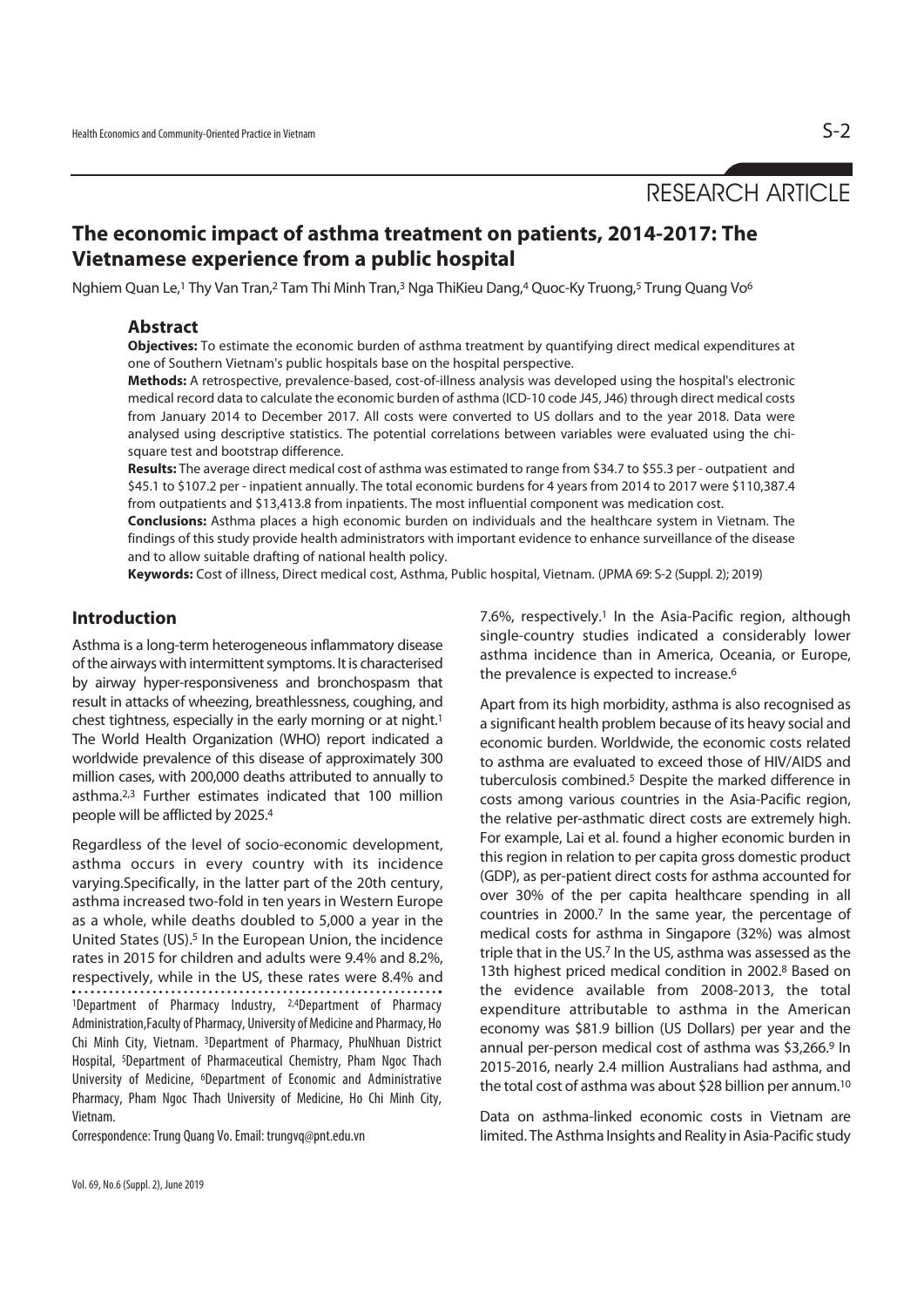RESEARCH ARTICLE

# The economic impact of asthma treatment on patients, 2014-2017: The Vietnamese experience from a public hospital

Nghiem Quan Le,[1] Thy Van Tran,[2] Tam Thi Minh Tran,[3] Nga ThiKieu Dang,[4] Quoc-Ky Truong,[5] Trung Quang Vo[6]

## Abstract

**Objectives:** To estimate the economic burden of asthma treatment by quantifying direct medical expenditures at one of Southern Vietnam's public hospitals base on the hospital perspective.

**Methods:** A retrospective, prevalence-based, cost-of-illness analysis was developed using the hospital's electronic medical record data to calculate the economic burden of asthma (ICD-10 code J45, J46) through direct medical costs from January 2014 to December 2017. All costs were converted to US dollars and to the year 2018. Data were analysed using descriptive statistics. The potential correlations between variables were evaluated using the chi-square test and bootstrap difference.

**Results:** The average direct medical cost of asthma was estimated to range from $34.7 to $55.3 per - outpatient and $45.1 to $107.2 per - inpatient annually. The total economic burdens for 4 years from 2014 to 2017 were $110,387.4 from outpatients and $13,413.8 from inpatients. The most influential component was medication cost.

**Conclusions:** Asthma places a high economic burden on individuals and the healthcare system in Vietnam. The findings of this study provide health administrators with important evidence to enhance surveillance of the disease and to allow suitable drafting of national health policy.

**Keywords:** Cost of illness, Direct medical cost, Asthma, Public hospital, Vietnam. (JPMA 69: S-2 (Suppl. 2); 2019)

## Introduction

Asthma is a long-term heterogeneous inflammatory disease of the airways with intermittent symptoms. It is characterised by airway hyper-responsiveness and bronchospasm that result in attacks of wheezing, breathlessness, coughing, and chest tightness, especially in the early morning or at night.[1] The World Health Organization (WHO) report indicated a worldwide prevalence of this disease of approximately 300 million cases, with 200,000 deaths attributed to annually to asthma.[2,3] Further estimates indicated that 100 million people will be afflicted by 2025.[4]

Regardless of the level of socio-economic development, asthma occurs in every country with its incidence varying.Specifically, in the latter part of the 20th century, asthma increased two-fold in ten years in Western Europe as a whole, while deaths doubled to 5,000 a year in the United States (US).[5] In the European Union, the incidence rates in 2015 for children and adults were 9.4% and 8.2%, respectively, while in the US, these rates were 8.4% and 7.6%, respectively.[1] In the Asia-Pacific region, although single-country studies indicated a considerably lower asthma incidence than in America, Oceania, or Europe, the prevalence is expected to increase.[6]

Apart from its high morbidity, asthma is also recognised as a significant health problem because of its heavy social and economic burden. Worldwide, the economic costs related to asthma are evaluated to exceed those of HIV/AIDS and tuberculosis combined.[5] Despite the marked difference in costs among various countries in the Asia-Pacific region, the relative per-asthmatic direct costs are extremely high. For example, Lai et al. found a higher economic burden in this region in relation to per capita gross domestic product (GDP), as per-patient direct costs for asthma accounted for over 30% of the per capita healthcare spending in all countries in 2000.[7] In the same year, the percentage of medical costs for asthma in Singapore (32%) was almost triple that in the US.[7] In the US, asthma was assessed as the 13th highest priced medical condition in 2002.[8] Based on the evidence available from 2008-2013, the total expenditure attributable to asthma in the American economy was $81.9 billion (US Dollars) per year and the annual per-person medical cost of asthma was $3,266.[9] In 2015-2016, nearly 2.4 million Australians had asthma, and the total cost of asthma was about $28 billion per annum.[10]

Data on asthma-linked economic costs in Vietnam are limited. The Asthma Insights and Reality in Asia-Pacific study

[1]Department of Pharmacy Industry, [2,4]Department of Pharmacy Administration,Faculty of Pharmacy, University of Medicine and Pharmacy, Ho Chi Minh City, Vietnam. [3]Department of Pharmacy, PhuNhuan District Hospital, [5]Department of Pharmaceutical Chemistry, Pham Ngoc Thach University of Medicine, [6]Department of Economic and Administrative Pharmacy, Pham Ngoc Thach University of Medicine, Ho Chi Minh City, Vietnam.

Correspondence: Trung Quang Vo. Email: trungvq@pnt.edu.vn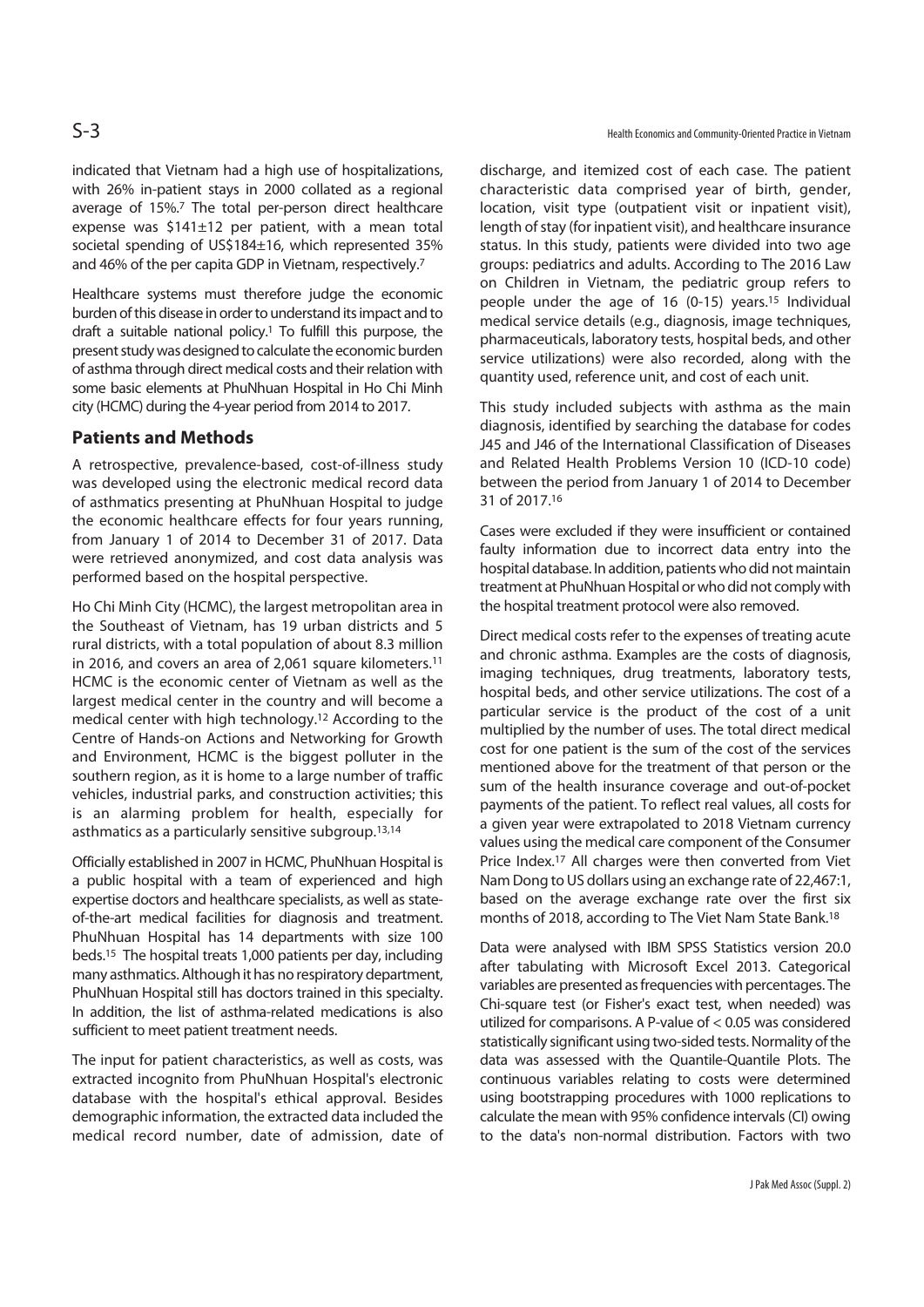indicated that Vietnam had a high use of hospitalizations, with 26% in-patient stays in 2000 collated as a regional average of 15%.[7] The total per-person direct healthcare expense was $141±12 per patient, with a mean total societal spending of US$184±16, which represented 35% and 46% of the per capita GDP in Vietnam, respectively.[7]

Healthcare systems must therefore judge the economic burden of this disease in order to understand its impact and to draft a suitable national policy.[1] To fulfill this purpose, the present study was designed to calculate the economic burden of asthma through direct medical costs and their relation with some basic elements at PhuNhuan Hospital in Ho Chi Minh city (HCMC) during the 4-year period from 2014 to 2017.

## Patients and Methods

A retrospective, prevalence-based, cost-of-illness study was developed using the electronic medical record data of asthmatics presenting at PhuNhuan Hospital to judge the economic healthcare effects for four years running, from January 1 of 2014 to December 31 of 2017. Data were retrieved anonymized, and cost data analysis was performed based on the hospital perspective.

Ho Chi Minh City (HCMC), the largest metropolitan area in the Southeast of Vietnam, has 19 urban districts and 5 rural districts, with a total population of about 8.3 million in 2016, and covers an area of 2,061 square kilometers.[11] HCMC is the economic center of Vietnam as well as the largest medical center in the country and will become a medical center with high technology.[12] According to the Centre of Hands-on Actions and Networking for Growth and Environment, HCMC is the biggest polluter in the southern region, as it is home to a large number of traffic vehicles, industrial parks, and construction activities; this is an alarming problem for health, especially for asthmatics as a particularly sensitive subgroup.[13,14]

Officially established in 2007 in HCMC, PhuNhuan Hospital is a public hospital with a team of experienced and high expertise doctors and healthcare specialists, as well as state-of-the-art medical facilities for diagnosis and treatment. PhuNhuan Hospital has 14 departments with size 100 beds.[15] The hospital treats 1,000 patients per day, including many asthmatics. Although it has no respiratory department, PhuNhuan Hospital still has doctors trained in this specialty. In addition, the list of asthma-related medications is also sufficient to meet patient treatment needs.

The input for patient characteristics, as well as costs, was extracted incognito from PhuNhuan Hospital's electronic database with the hospital's ethical approval. Besides demographic information, the extracted data included the medical record number, date of admission, date of discharge, and itemized cost of each case. The patient characteristic data comprised year of birth, gender, location, visit type (outpatient visit or inpatient visit), length of stay (for inpatient visit), and healthcare insurance status. In this study, patients were divided into two age groups: pediatrics and adults. According to The 2016 Law on Children in Vietnam, the pediatric group refers to people under the age of 16 (0-15) years.[15] Individual medical service details (e.g., diagnosis, image techniques, pharmaceuticals, laboratory tests, hospital beds, and other service utilizations) were also recorded, along with the quantity used, reference unit, and cost of each unit.

This study included subjects with asthma as the main diagnosis, identified by searching the database for codes J45 and J46 of the International Classification of Diseases and Related Health Problems Version 10 (ICD-10 code) between the period from January 1 of 2014 to December 31 of 2017.[16]

Cases were excluded if they were insufficient or contained faulty information due to incorrect data entry into the hospital database. In addition, patients who did not maintain treatment at PhuNhuan Hospital or who did not comply with the hospital treatment protocol were also removed.

Direct medical costs refer to the expenses of treating acute and chronic asthma. Examples are the costs of diagnosis, imaging techniques, drug treatments, laboratory tests, hospital beds, and other service utilizations. The cost of a particular service is the product of the cost of a unit multiplied by the number of uses. The total direct medical cost for one patient is the sum of the cost of the services mentioned above for the treatment of that person or the sum of the health insurance coverage and out-of-pocket payments of the patient. To reflect real values, all costs for a given year were extrapolated to 2018 Vietnam currency values using the medical care component of the Consumer Price Index.[17] All charges were then converted from Viet Nam Dong to US dollars using an exchange rate of 22,467:1, based on the average exchange rate over the first six months of 2018, according to The Viet Nam State Bank.[18]

Data were analysed with IBM SPSS Statistics version 20.0 after tabulating with Microsoft Excel 2013. Categorical variables are presented as frequencies with percentages. The Chi-square test (or Fisher's exact test, when needed) was utilized for comparisons. A P-value of < 0.05 was considered statistically significant using two-sided tests. Normality of the data was assessed with the Quantile-Quantile Plots. The continuous variables relating to costs were determined using bootstrapping procedures with 1000 replications to calculate the mean with 95% confidence intervals (CI) owing to the data's non-normal distribution. Factors with two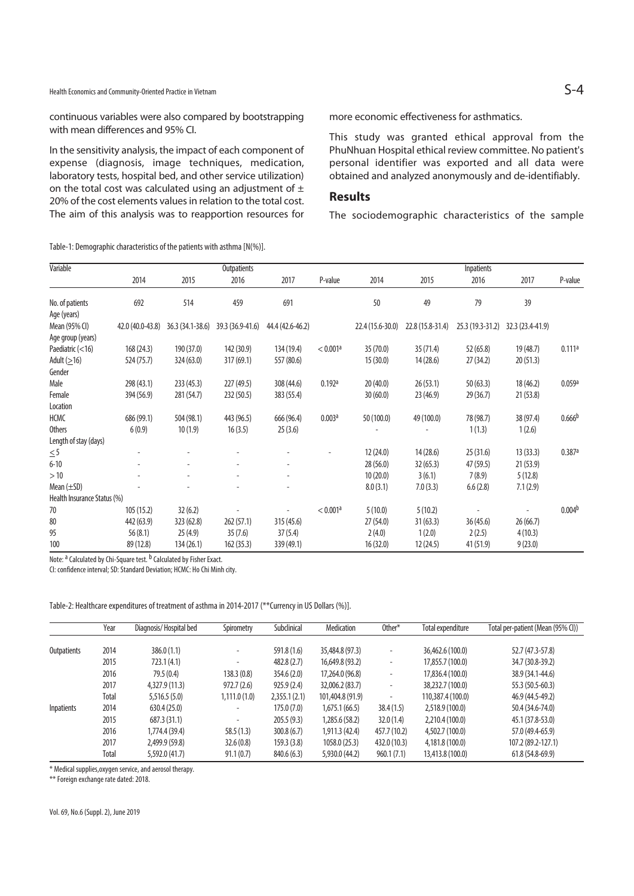continuous variables were also compared by bootstrapping with mean differences and 95% CI.

In the sensitivity analysis, the impact of each component of expense (diagnosis, image techniques, medication, laboratory tests, hospital bed, and other service utilization) on the total cost was calculated using an adjustment of ± 20% of the cost elements values in relation to the total cost. The aim of this analysis was to reapportion resources for more economic effectiveness for asthmatics.

This study was granted ethical approval from the PhuNhuan Hospital ethical review committee. No patient's personal identifier was exported and all data were obtained and analyzed anonymously and de-identifiably.

## Results

The sociodemographic characteristics of the sample

Table-1: Demographic characteristics of the patients with asthma [N(%)].

| Variable | Outpatients | | | | | Inpatients | | | | |
|---|---|---|---|---|---|---|---|---|---|---|
| | 2014 | 2015 | 2016 | 2017 | P-value | 2014 | 2015 | 2016 | 2017 | P-value |
| No. of patients | 692 | 514 | 459 | 691 | | 50 | 49 | 79 | 39 | |
| Age (years) | | | | | | | | | | |
| Mean (95% CI) | 42.0 (40.0-43.8) | 36.3 (34.1-38.6) | 39.3 (36.9-41.6) | 44.4 (42.6-46.2) | | 22.4 (15.6-30.0) | 22.8 (15.8-31.4) | 25.3 (19.3-31.2) | 32.3 (23.4-41.9) | |
| Age group (years) | | | | | | | | | | |
| Paediatric (<16) | 168 (24.3) | 190 (37.0) | 142 (30.9) | 134 (19.4) | < 0.001[a] | 35 (70.0) | 35 (71.4) | 52 (65.8) | 19 (48.7) | 0.111[a] |
| Adult (≥16) | 524 (75.7) | 324 (63.0) | 317 (69.1) | 557 (80.6) | | 15 (30.0) | 14 (28.6) | 27 (34.2) | 20 (51.3) | |
| Gender | | | | | | | | | | |
| Male | 298 (43.1) | 233 (45.3) | 227 (49.5) | 308 (44.6) | 0.192[a] | 20 (40.0) | 26 (53.1) | 50 (63.3) | 18 (46.2) | 0.059[a] |
| Female | 394 (56.9) | 281 (54.7) | 232 (50.5) | 383 (55.4) | | 30 (60.0) | 23 (46.9) | 29 (36.7) | 21 (53.8) | |
| Location | | | | | | | | | | |
| HCMC | 686 (99.1) | 504 (98.1) | 443 (96.5) | 666 (96.4) | 0.003[a] | 50 (100.0) | 49 (100.0) | 78 (98.7) | 38 (97.4) | 0.666[b] |
| Others | 6 (0.9) | 10 (1.9) | 16 (3.5) | 25 (3.6) | | - | - | 1 (1.3) | 1 (2.6) | |
| Length of stay (days) | | | | | | | | | | |
| ≤5 | - | - | - | - | - | 12 (24.0) | 14 (28.6) | 25 (31.6) | 13 (33.3) | 0.387[a] |
| 6-10 | - | - | - | - | | 28 (56.0) | 32 (65.3) | 47 (59.5) | 21 (53.9) | |
| > 10 | - | - | - | - | | 10 (20.0) | 3 (6.1) | 7 (8.9) | 5 (12.8) | |
| Mean (±SD) | - | - | - | - | | 8.0 (3.1) | 7.0 (3.3) | 6.6 (2.8) | 7.1 (2.9) | |
| Health Insurance Status (%) | | | | | | | | | | |
| 70 | 105 (15.2) | 32 (6.2) | - | - | < 0.001[a] | 5 (10.0) | 5 (10.2) | - | - | 0.004[b] |
| 80 | 442 (63.9) | 323 (62.8) | 262 (57.1) | 315 (45.6) | | 27 (54.0) | 31 (63.3) | 36 (45.6) | 26 (66.7) | |
| 95 | 56 (8.1) | 25 (4.9) | 35 (7.6) | 37 (5.4) | | 2 (4.0) | 1 (2.0) | 2 (2.5) | 4 (10.3) | |
| 100 | 89 (12.8) | 134 (26.1) | 162 (35.3) | 339 (49.1) | | 16 (32.0) | 12 (24.5) | 41 (51.9) | 9 (23.0) | |

Note: [a] Calculated by Chi-Square test. [b] Calculated by Fisher Exact.
CI: confidence interval; SD: Standard Deviation; HCMC: Ho Chi Minh city.

Table-2: Healthcare expenditures of treatment of asthma in 2014-2017 (**Currency in US Dollars (%)].

| | Year | Diagnosis/ Hospital bed | Spirometry | Subclinical | Medication | Other* | Total expenditure | Total per-patient (Mean (95% CI)) |
|---|---|---|---|---|---|---|---|---|
| Outpatients | 2014 | 386.0 (1.1) | - | 591.8 (1.6) | 35,484.8 (97.3) | - | 36,462.6 (100.0) | 52.7 (47.3-57.8) |
| | 2015 | 723.1 (4.1) | - | 482.8 (2.7) | 16,649.8 (93.2) | - | 17,855.7 (100.0) | 34.7 (30.8-39.2) |
| | 2016 | 79.5 (0.4) | 138.3 (0.8) | 354.6 (2.0) | 17,264.0 (96.8) | - | 17,836.4 (100.0) | 38.9 (34.1-44.6) |
| | 2017 | 4,327.9 (11.3) | 972.7 (2.6) | 925.9 (2.4) | 32,006.2 (83.7) | - | 38,232.7 (100.0) | 55.3 (50.5-60.3) |
| | Total | 5,516.5 (5.0) | 1,111.0 (1.0) | 2,355.1 (2.1) | 101,404.8 (91.9) | - | 110,387.4 (100.0) | 46.9 (44.5-49.2) |
| Inpatients | 2014 | 630.4 (25.0) | - | 175.0 (7.0) | 1,675.1 (66.5) | 38.4 (1.5) | 2,518.9 (100.0) | 50.4 (34.6-74.0) |
| | 2015 | 687.3 (31.1) | - | 205.5 (9.3) | 1,285.6 (58.2) | 32.0 (1.4) | 2,210.4 (100.0) | 45.1 (37.8-53.0) |
| | 2016 | 1,774.4 (39.4) | 58.5 (1.3) | 300.8 (6.7) | 1,911.3 (42.4) | 457.7 (10.2) | 4,502.7 (100.0) | 57.0 (49.4-65.9) |
| | 2017 | 2,499.9 (59.8) | 32.6 (0.8) | 159.3 (3.8) | 1058.0 (25.3) | 432.0 (10.3) | 4,181.8 (100.0) | 107.2 (89.2-127.1) |
| | Total | 5,592.0 (41.7) | 91.1 (0.7) | 840.6 (6.3) | 5,930.0 (44.2) | 960.1 (7.1) | 13,413.8 (100.0) | 61.8 (54.8-69.9) |

* Medical supplies,oxygen service, and aerosol therapy.
** Foreign exchange rate dated: 2018.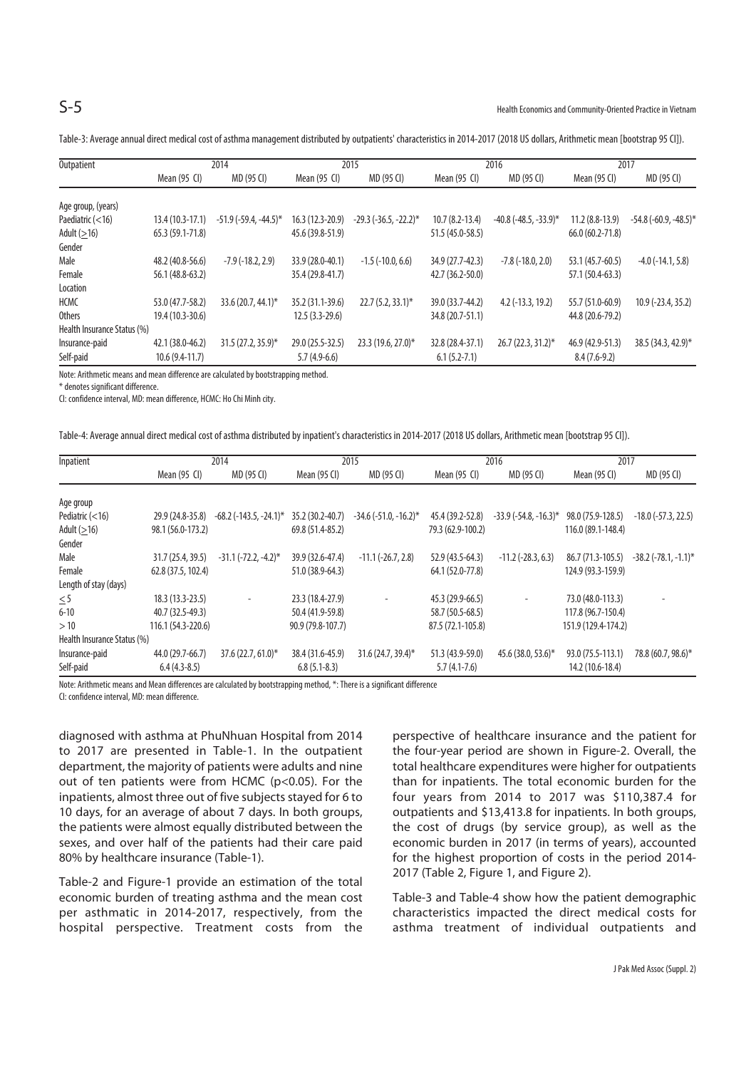Table-3: Average annual direct medical cost of asthma management distributed by outpatients' characteristics in 2014-2017 (2018 US dollars, Arithmetic mean [bootstrap 95 CI]).

| Outpatient | 2014 | | 2015 | | 2016 | | 2017 | |
|---|---|---|---|---|---|---|---|---|
| | Mean (95 CI) | MD (95 CI) | Mean (95 CI) | MD (95 CI) | Mean (95 CI) | MD (95 CI) | Mean (95 CI) | MD (95 CI) |
| Age group, (years) | | | | | | | | |
| Paediatric (<16) | 13.4 (10.3-17.1) | -51.9 (-59.4, -44.5)* | 16.3 (12.3-20.9) | -29.3 (-36.5, -22.2)* | 10.7 (8.2-13.4) | -40.8 (-48.5, -33.9)* | 11.2 (8.8-13.9) | -54.8 (-60.9, -48.5)* |
| Adult (≥16) | 65.3 (59.1-71.8) | | 45.6 (39.8-51.9) | | 51.5 (45.0-58.5) | | 66.0 (60.2-71.8) | |
| Gender | | | | | | | | |
| Male | 48.2 (40.8-56.6) | -7.9 (-18.2, 2.9) | 33.9 (28.0-40.1) | -1.5 (-10.0, 6.6) | 34.9 (27.7-42.3) | -7.8 (-18.0, 2.0) | 53.1 (45.7-60.5) | -4.0 (-14.1, 5.8) |
| Female | 56.1 (48.8-63.2) | | 35.4 (29.8-41.7) | | 42.7 (36.2-50.0) | | 57.1 (50.4-63.3) | |
| Location | | | | | | | | |
| HCMC | 53.0 (47.7-58.2) | 33.6 (20.7, 44.1)* | 35.2 (31.1-39.6) | 22.7 (5.2, 33.1)* | 39.0 (33.7-44.2) | 4.2 (-13.3, 19.2) | 55.7 (51.0-60.9) | 10.9 (-23.4, 35.2) |
| Others | 19.4 (10.3-30.6) | | 12.5 (3.3-29.6) | | 34.8 (20.7-51.1) | | 44.8 (20.6-79.2) | |
| Health Insurance Status (%) | | | | | | | | |
| Insurance-paid | 42.1 (38.0-46.2) | 31.5 (27.2, 35.9)* | 29.0 (25.5-32.5) | 23.3 (19.6, 27.0)* | 32.8 (28.4-37.1) | 26.7 (22.3, 31.2)* | 46.9 (42.9-51.3) | 38.5 (34.3, 42.9)* |
| Self-paid | 10.6 (9.4-11.7) | | 5.7 (4.9-6.6) | | 6.1 (5.2-7.1) | | 8.4 (7.6-9.2) | |

Note: Arithmetic means and mean difference are calculated by bootstrapping method.
* denotes significant difference.
CI: confidence interval, MD: mean difference, HCMC: Ho Chi Minh city.

Table-4: Average annual direct medical cost of asthma distributed by inpatient's characteristics in 2014-2017 (2018 US dollars, Arithmetic mean [bootstrap 95 CI]).

| Inpatient | 2014 | | 2015 | | 2016 | | 2017 | |
|---|---|---|---|---|---|---|---|---|
| | Mean (95 CI) | MD (95 CI) | Mean (95 CI) | MD (95 CI) | Mean (95 CI) | MD (95 CI) | Mean (95 CI) | MD (95 CI) |
| Age group | | | | | | | | |
| Pediatric (<16) | 29.9 (24.8-35.8) | -68.2 (-143.5, -24.1)* | 35.2 (30.2-40.7) | -34.6 (-51.0, -16.2)* | 45.4 (39.2-52.8) | -33.9 (-54.8, -16.3)* | 98.0 (75.9-128.5) | -18.0 (-57.3, 22.5) |
| Adult (≥16) | 98.1 (56.0-173.2) | | 69.8 (51.4-85.2) | | 79.3 (62.9-100.2) | | 116.0 (89.1-148.4) | |
| Gender | | | | | | | | |
| Male | 31.7 (25.4, 39.5) | -31.1 (-72.2, -4.2)* | 39.9 (32.6-47.4) | -11.1 (-26.7, 2.8) | 52.9 (43.5-64.3) | -11.2 (-28.3, 6.3) | 86.7 (71.3-105.5) | -38.2 (-78.1, -1.1)* |
| Female | 62.8 (37.5, 102.4) | | 51.0 (38.9-64.3) | | 64.1 (52.0-77.8) | | 124.9 (93.3-159.9) | |
| Length of stay (days) | | | | | | | | |
| ≤5 | 18.3 (13.3-23.5) | - | 23.3 (18.4-27.9) | - | 45.3 (29.9-66.5) | - | 73.0 (48.0-113.3) | - |
| 6-10 | 40.7 (32.5-49.3) | | 50.4 (41.9-59.8) | | 58.7 (50.5-68.5) | | 117.8 (96.7-150.4) | |
| > 10 | 116.1 (54.3-220.6) | | 90.9 (79.8-107.7) | | 87.5 (72.1-105.8) | | 151.9 (129.4-174.2) | |
| Health Insurance Status (%) | | | | | | | | |
| Insurance-paid | 44.0 (29.7-66.7) | 37.6 (22.7, 61.0)* | 38.4 (31.6-45.9) | 31.6 (24.7, 39.4)* | 51.3 (43.9-59.0) | 45.6 (38.0, 53.6)* | 93.0 (75.5-113.1) | 78.8 (60.7, 98.6)* |
| Self-paid | 6.4 (4.3-8.5) | | 6.8 (5.1-8.3) | | 5.7 (4.1-7.6) | | 14.2 (10.6-18.4) | |

Note: Arithmetic means and Mean differences are calculated by bootstrapping method, *: There is a significant difference
CI: confidence interval, MD: mean difference.

diagnosed with asthma at PhuNhuan Hospital from 2014 to 2017 are presented in Table-1. In the outpatient department, the majority of patients were adults and nine out of ten patients were from HCMC ($p<0.05$). For the inpatients, almost three out of five subjects stayed for 6 to 10 days, for an average of about 7 days. In both groups, the patients were almost equally distributed between the sexes, and over half of the patients had their care paid 80% by healthcare insurance (Table-1).

Table-2 and Figure-1 provide an estimation of the total economic burden of treating asthma and the mean cost per asthmatic in 2014-2017, respectively, from the hospital perspective. Treatment costs from the perspective of healthcare insurance and the patient for the four-year period are shown in Figure-2. Overall, the total healthcare expenditures were higher for outpatients than for inpatients. The total economic burden for the four years from 2014 to 2017 was $110,387.4 for outpatients and $13,413.8 for inpatients. In both groups, the cost of drugs (by service group), as well as the economic burden in 2017 (in terms of years), accounted for the highest proportion of costs in the period 2014-2017 (Table 2, Figure 1, and Figure 2).

Table-3 and Table-4 show how the patient demographic characteristics impacted the direct medical costs for asthma treatment of individual outpatients and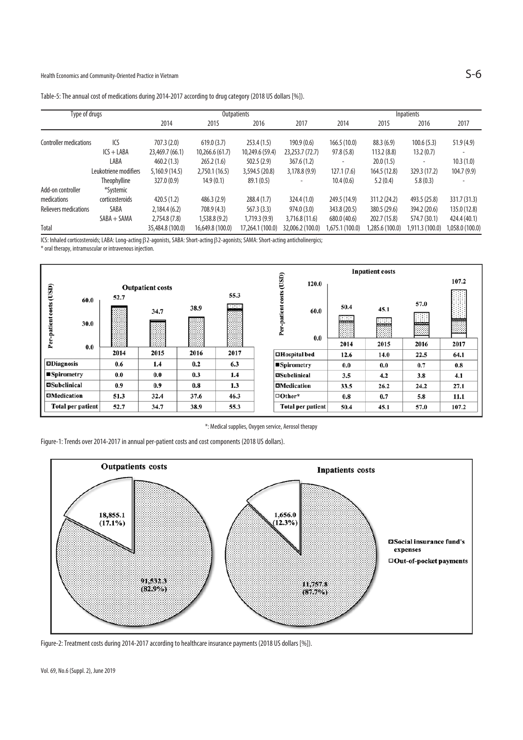Table-5: The annual cost of medications during 2014-2017 according to drug category (2018 US dollars [%]).

| Type of drugs | | Outpatients | | | | Inpatients | | | |
|---|---|---|---|---|---|---|---|---|---|
| | | 2014 | 2015 | 2016 | 2017 | 2014 | 2015 | 2016 | 2017 |
| Controller medications | ICS | 707.3 (2.0) | 619.0 (3.7) | 253.4 (1.5) | 190.9 (0.6) | 166.5 (10.0) | 88.3 (6.9) | 100.6 (5.3) | 51.9 (4.9) |
| | ICS + LABA | 23,469.7 (66.1) | 10,266.6 (61.7) | 10,249.6 (59.4) | 23,253.7 (72.7) | 97.8 (5.8) | 113.2 (8.8) | 13.2 (0.7) | - |
| | LABA | 460.2 (1.3) | 265.2 (1.6) | 502.5 (2.9) | 367.6 (1.2) | - | 20.0 (1.5) | - | 10.3 (1.0) |
| | Leukotriene modifiers | 5,160.9 (14.5) | 2,750.1 (16.5) | 3,594.5 (20.8) | 3,178.8 (9.9) | 127.1 (7.6) | 164.5 (12.8) | 329.3 (17.2) | 104.7 (9.9) |
| | Theophylline | 327.0 (0.9) | 14.9 (0.1) | 89.1 (0.5) | - | 10.4 (0.6) | 5.2 (0.4) | 5.8 (0.3) | - |
| Add-on controller medications | *Systemic corticosteroids | 420.5 (1.2) | 486.3 (2.9) | 288.4 (1.7) | 324.4 (1.0) | 249.5 (14.9) | 311.2 (24.2) | 493.5 (25.8) | 331.7 (31.3) |
| Relievers medications | SABA | 2,184.4 (6.2) | 708.9 (4.3) | 567.3 (3.3) | 974.0 (3.0) | 343.8 (20.5) | 380.5 (29.6) | 394.2 (20.6) | 135.0 (12.8) |
| | SABA + SAMA | 2,754.8 (7.8) | 1,538.8 (9.2) | 1,719.3 (9.9) | 3,716.8 (11.6) | 680.0 (40.6) | 202.7 (15.8) | 574.7 (30.1) | 424.4 (40.1) |
| Total | | 35,484.8 (100.0) | 16,649.8 (100.0) | 17,264.1 (100.0) | 32,006.2 (100.0) | 1,675.1 (100.0) | 1,285.6 (100.0) | 1,911.3 (100.0) | 1,058.0 (100.0) |

ICS: Inhaled corticosteroids; LABA: Long-acting β2-agonists, SABA: Short-acting β2-agonists; SAMA: Short-acting anticholinergics;
* oral therapy, intramuscular or intravenous injection.

**Outpatient costs** (Per-patient costs (USD))

| | 2014 | 2015 | 2016 | 2017 |
|---|---|---|---|---|
| Diagnosis | 0.6 | 1.4 | 0.2 | 6.3 |
| Spirometry | 0.0 | 0.0 | 0.3 | 1.4 |
| Subclinical | 0.9 | 0.9 | 0.8 | 1.3 |
| Medication | 51.3 | 32.4 | 37.6 | 46.3 |
| Total per patient | 52.7 | 34.7 | 38.9 | 55.3 |

**Inpatient costs** (Per-patient costs (USD))

| | 2014 | 2015 | 2016 | 2017 |
|---|---|---|---|---|
| Hospital bed | 12.6 | 14.0 | 22.5 | 64.1 |
| Spirometry | 0.0 | 0.0 | 0.7 | 0.8 |
| Subclinical | 3.5 | 4.2 | 3.8 | 4.1 |
| Medication | 33.5 | 26.2 | 24.2 | 27.1 |
| Other* | 0.8 | 0.7 | 5.8 | 11.1 |
| Total per patient | 50.4 | 45.1 | 57.0 | 107.2 |

*: Medical supplies, Oxygen service, Aerosol therapy

Figure-1: Trends over 2014-2017 in annual per-patient costs and cost components (2018 US dollars).

**Outpatients costs**: Social insurance fund's expenses 91,532.3 (82.9%); Out-of-pocket payments 18,855.1 (17.1%)

**Inpatients costs**: Social insurance fund's expenses 11,757.8 (87.7%); Out-of-pocket payments 1,656.0 (12.3%)

Figure-2: Treatment costs during 2014-2017 according to healthcare insurance payments (2018 US dollars [%]).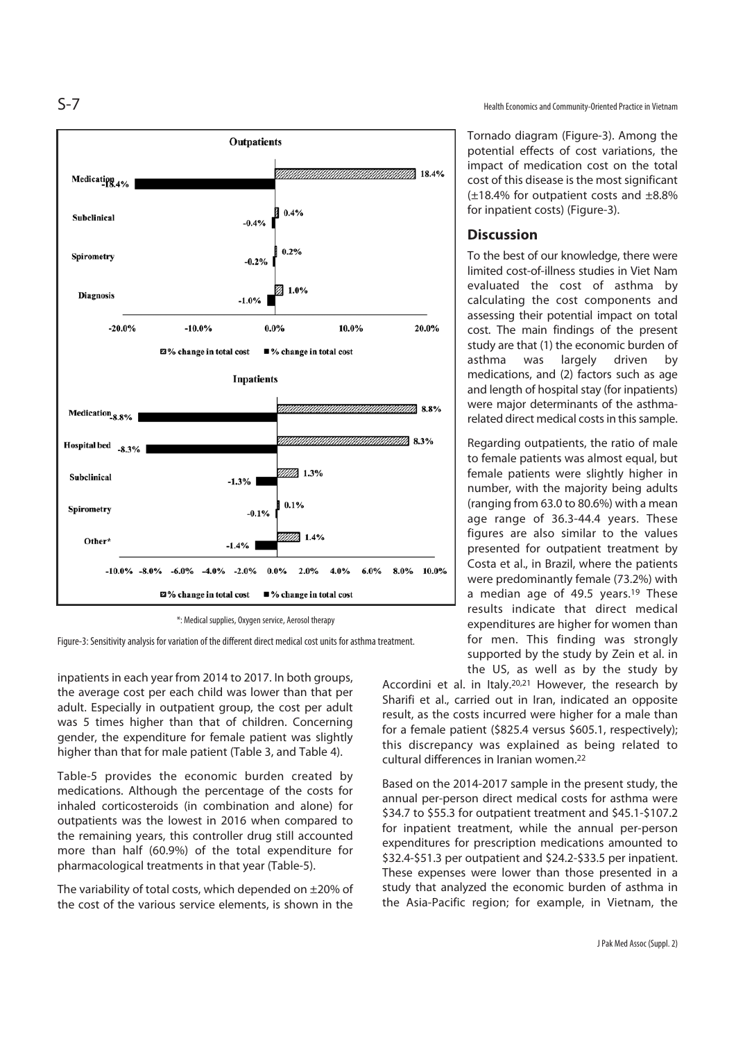*: Medical supplies, Oxygen service, Aerosol therapy

Figure-3: Sensitivity analysis for variation of the different direct medical cost units for asthma treatment.

inpatients in each year from 2014 to 2017. In both groups, the average cost per each child was lower than that per adult. Especially in outpatient group, the cost per adult was 5 times higher than that of children. Concerning gender, the expenditure for female patient was slightly higher than that for male patient (Table 3, and Table 4).

Table-5 provides the economic burden created by medications. Although the percentage of the costs for inhaled corticosteroids (in combination and alone) for outpatients was the lowest in 2016 when compared to the remaining years, this controller drug still accounted more than half (60.9%) of the total expenditure for pharmacological treatments in that year (Table-5).

The variability of total costs, which depended on ±20% of the cost of the various service elements, is shown in the Tornado diagram (Figure-3). Among the potential effects of cost variations, the impact of medication cost on the total cost of this disease is the most significant (±18.4% for outpatient costs and ±8.8% for inpatient costs) (Figure-3).

## Discussion

To the best of our knowledge, there were limited cost-of-illness studies in Viet Nam evaluated the cost of asthma by calculating the cost components and assessing their potential impact on total cost. The main findings of the present study are that (1) the economic burden of asthma was largely driven by medications, and (2) factors such as age and length of hospital stay (for inpatients) were major determinants of the asthma-related direct medical costs in this sample.

Regarding outpatients, the ratio of male to female patients was almost equal, but female patients were slightly higher in number, with the majority being adults (ranging from 63.0 to 80.6%) with a mean age range of 36.3-44.4 years. These figures are also similar to the values presented for outpatient treatment by Costa et al., in Brazil, where the patients were predominantly female (73.2%) with a median age of 49.5 years.[19] These results indicate that direct medical expenditures are higher for women than for men. This finding was strongly supported by the study by Zein et al. in the US, as well as by the study by Accordini et al. in Italy.[20,21] However, the research by Sharifi et al., carried out in Iran, indicated an opposite result, as the costs incurred were higher for a male than for a female patient ($825.4 versus $605.1, respectively); this discrepancy was explained as being related to cultural differences in Iranian women.[22]

Based on the 2014-2017 sample in the present study, the annual per-person direct medical costs for asthma were $34.7 to $55.3 for outpatient treatment and $45.1-$107.2 for inpatient treatment, while the annual per-person expenditures for prescription medications amounted to $32.4-$51.3 per outpatient and $24.2-$33.5 per inpatient. These expenses were lower than those presented in a study that analyzed the economic burden of asthma in the Asia-Pacific region; for example, in Vietnam, the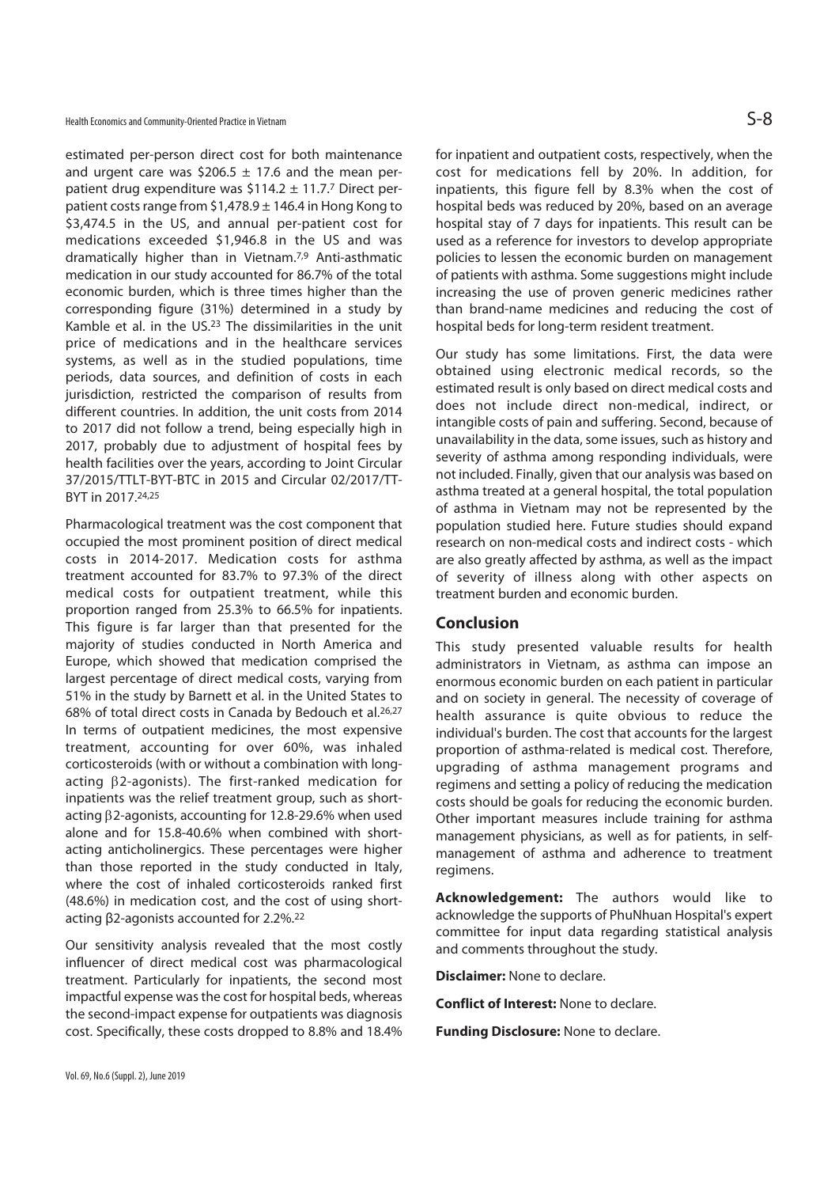estimated per-person direct cost for both maintenance and urgent care was \$206.5 ± 17.6 and the mean per-patient drug expenditure was \$114.2 ± 11.7.[7] Direct per-patient costs range from \$1,478.9 ± 146.4 in Hong Kong to \$3,474.5 in the US, and annual per-patient cost for medications exceeded \$1,946.8 in the US and was dramatically higher than in Vietnam.[7,9] Anti-asthmatic medication in our study accounted for 86.7% of the total economic burden, which is three times higher than the corresponding figure (31%) determined in a study by Kamble et al. in the US.[23] The dissimilarities in the unit price of medications and in the healthcare services systems, as well as in the studied populations, time periods, data sources, and definition of costs in each jurisdiction, restricted the comparison of results from different countries. In addition, the unit costs from 2014 to 2017 did not follow a trend, being especially high in 2017, probably due to adjustment of hospital fees by health facilities over the years, according to Joint Circular 37/2015/TTLT-BYT-BTC in 2015 and Circular 02/2017/TT-BYT in 2017.[24,25]

Pharmacological treatment was the cost component that occupied the most prominent position of direct medical costs in 2014-2017. Medication costs for asthma treatment accounted for 83.7% to 97.3% of the direct medical costs for outpatient treatment, while this proportion ranged from 25.3% to 66.5% for inpatients. This figure is far larger than that presented for the majority of studies conducted in North America and Europe, which showed that medication comprised the largest percentage of direct medical costs, varying from 51% in the study by Barnett et al. in the United States to 68% of total direct costs in Canada by Bedouch et al.[26,27] In terms of outpatient medicines, the most expensive treatment, accounting for over 60%, was inhaled corticosteroids (with or without a combination with long-acting $\beta$2-agonists). The first-ranked medication for inpatients was the relief treatment group, such as short-acting $\beta$2-agonists, accounting for 12.8-29.6% when used alone and for 15.8-40.6% when combined with short-acting anticholinergics. These percentages were higher than those reported in the study conducted in Italy, where the cost of inhaled corticosteroids ranked first (48.6%) in medication cost, and the cost of using short-acting $\beta$2-agonists accounted for 2.2%.[22]

Our sensitivity analysis revealed that the most costly influencer of direct medical cost was pharmacological treatment. Particularly for inpatients, the second most impactful expense was the cost for hospital beds, whereas the second-impact expense for outpatients was diagnosis cost. Specifically, these costs dropped to 8.8% and 18.4% for inpatient and outpatient costs, respectively, when the cost for medications fell by 20%. In addition, for inpatients, this figure fell by 8.3% when the cost of hospital beds was reduced by 20%, based on an average hospital stay of 7 days for inpatients. This result can be used as a reference for investors to develop appropriate policies to lessen the economic burden on management of patients with asthma. Some suggestions might include increasing the use of proven generic medicines rather than brand-name medicines and reducing the cost of hospital beds for long-term resident treatment.

Our study has some limitations. First, the data were obtained using electronic medical records, so the estimated result is only based on direct medical costs and does not include direct non-medical, indirect, or intangible costs of pain and suffering. Second, because of unavailability in the data, some issues, such as history and severity of asthma among responding individuals, were not included. Finally, given that our analysis was based on asthma treated at a general hospital, the total population of asthma in Vietnam may not be represented by the population studied here. Future studies should expand research on non-medical costs and indirect costs - which are also greatly affected by asthma, as well as the impact of severity of illness along with other aspects on treatment burden and economic burden.

## Conclusion

This study presented valuable results for health administrators in Vietnam, as asthma can impose an enormous economic burden on each patient in particular and on society in general. The necessity of coverage of health assurance is quite obvious to reduce the individual's burden. The cost that accounts for the largest proportion of asthma-related is medical cost. Therefore, upgrading of asthma management programs and regimens and setting a policy of reducing the medication costs should be goals for reducing the economic burden. Other important measures include training for asthma management physicians, as well as for patients, in self-management of asthma and adherence to treatment regimens.

**Acknowledgement:** The authors would like to acknowledge the supports of PhuNhuan Hospital's expert committee for input data regarding statistical analysis and comments throughout the study.

**Disclaimer:** None to declare.

**Conflict of Interest:** None to declare.

**Funding Disclosure:** None to declare.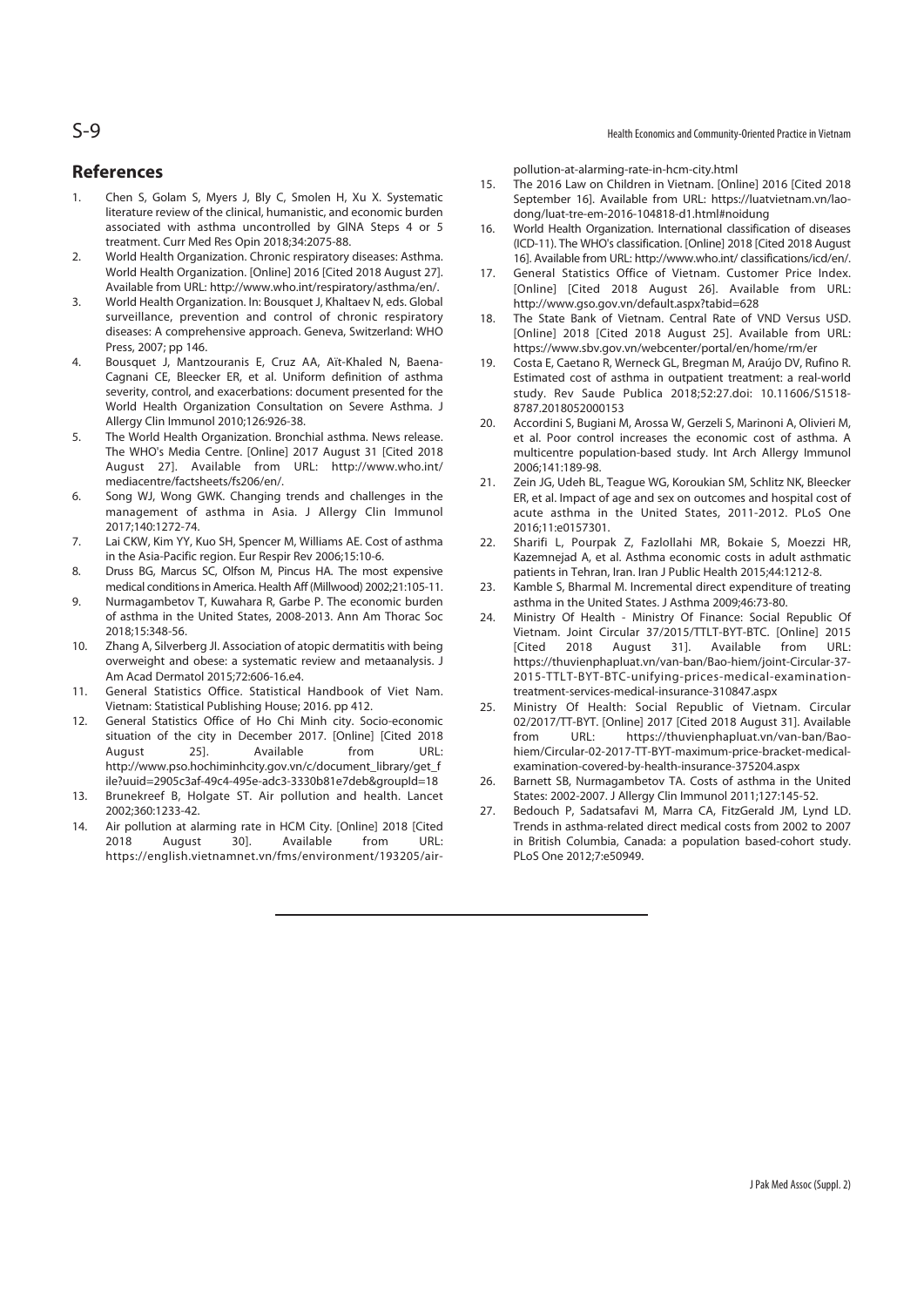## References

1. Chen S, Golam S, Myers J, Bly C, Smolen H, Xu X. Systematic literature review of the clinical, humanistic, and economic burden associated with asthma uncontrolled by GINA Steps 4 or 5 treatment. Curr Med Res Opin 2018;34:2075-88.
2. World Health Organization. Chronic respiratory diseases: Asthma. World Health Organization. [Online] 2016 [Cited 2018 August 27]. Available from URL: http://www.who.int/respiratory/asthma/en/.
3. World Health Organization. In: Bousquet J, Khaltaev N, eds. Global surveillance, prevention and control of chronic respiratory diseases: A comprehensive approach. Geneva, Switzerland: WHO Press, 2007; pp 146.
4. Bousquet J, Mantzouranis E, Cruz AA, Aït-Khaled N, Baena-Cagnani CE, Bleecker ER, et al. Uniform definition of asthma severity, control, and exacerbations: document presented for the World Health Organization Consultation on Severe Asthma. J Allergy Clin Immunol 2010;126:926-38.
5. The World Health Organization. Bronchial asthma. News release. The WHO's Media Centre. [Online] 2017 August 31 [Cited 2018 August 27]. Available from URL: http://www.who.int/mediacentre/factsheets/fs206/en/.
6. Song WJ, Wong GWK. Changing trends and challenges in the management of asthma in Asia. J Allergy Clin Immunol 2017;140:1272-74.
7. Lai CKW, Kim YY, Kuo SH, Spencer M, Williams AE. Cost of asthma in the Asia-Pacific region. Eur Respir Rev 2006;15:10-6.
8. Druss BG, Marcus SC, Olfson M, Pincus HA. The most expensive medical conditions in America. Health Aff (Millwood) 2002;21:105-11.
9. Nurmagambetov T, Kuwahara R, Garbe P. The economic burden of asthma in the United States, 2008-2013. Ann Am Thorac Soc 2018;15:348-56.
10. Zhang A, Silverberg JI. Association of atopic dermatitis with being overweight and obese: a systematic review and metaanalysis. J Am Acad Dermatol 2015;72:606-16.e4.
11. General Statistics Office. Statistical Handbook of Viet Nam. Vietnam: Statistical Publishing House; 2016. pp 412.
12. General Statistics Office of Ho Chi Minh city. Socio-economic situation of the city in December 2017. [Online] [Cited 2018 August 25]. Available from URL: http://www.pso.hochiminhcity.gov.vn/c/document_library/get_file?uuid=2905c3af-49c4-495e-adc3-3330b81e7deb&groupId=18
13. Brunekreef B, Holgate ST. Air pollution and health. Lancet 2002;360:1233-42.
14. Air pollution at alarming rate in HCM City. [Online] 2018 [Cited 2018 August 30]. Available from URL: https://english.vietnamnet.vn/fms/environment/193205/air-pollution-at-alarming-rate-in-hcm-city.html
15. The 2016 Law on Children in Vietnam. [Online] 2016 [Cited 2018 September 16]. Available from URL: https://luatvietnam.vn/lao-dong/luat-tre-em-2016-104818-d1.html#noidung
16. World Health Organization. International classification of diseases (ICD-11). The WHO's classification. [Online] 2018 [Cited 2018 August 16]. Available from URL: http://www.who.int/ classifications/icd/en/.
17. General Statistics Office of Vietnam. Customer Price Index. [Online] [Cited 2018 August 26]. Available from URL: http://www.gso.gov.vn/default.aspx?tabid=628
18. The State Bank of Vietnam. Central Rate of VND Versus USD. [Online] 2018 [Cited 2018 August 25]. Available from URL: https://www.sbv.gov.vn/webcenter/portal/en/home/rm/er
19. Costa E, Caetano R, Werneck GL, Bregman M, Araújo DV, Rufino R. Estimated cost of asthma in outpatient treatment: a real-world study. Rev Saude Publica 2018;52:27.doi: 10.11606/S1518-8787.2018052000153
20. Accordini S, Bugiani M, Arossa W, Gerzeli S, Marinoni A, Olivieri M, et al. Poor control increases the economic cost of asthma. A multicentre population-based study. Int Arch Allergy Immunol 2006;141:189-98.
21. Zein JG, Udeh BL, Teague WG, Koroukian SM, Schlitz NK, Bleecker ER, et al. Impact of age and sex on outcomes and hospital cost of acute asthma in the United States, 2011-2012. PLoS One 2016;11:e0157301.
22. Sharifi L, Pourpak Z, Fazlollahi MR, Bokaie S, Moezzi HR, Kazemnejad A, et al. Asthma economic costs in adult asthmatic patients in Tehran, Iran. Iran J Public Health 2015;44:1212-8.
23. Kamble S, Bharmal M. Incremental direct expenditure of treating asthma in the United States. J Asthma 2009;46:73-80.
24. Ministry Of Health - Ministry Of Finance: Social Republic Of Vietnam. Joint Circular 37/2015/TTLT-BYT-BTC. [Online] 2015 [Cited 2018 August 31]. Available from URL: https://thuvienphapluat.vn/van-ban/Bao-hiem/joint-Circular-37-2015-TTLT-BYT-BTC-unifying-prices-medical-examination-treatment-services-medical-insurance-310847.aspx
25. Ministry Of Health: Social Republic of Vietnam. Circular 02/2017/TT-BYT. [Online] 2017 [Cited 2018 August 31]. Available from URL: https://thuvienphapluat.vn/van-ban/Bao-hiem/Circular-02-2017-TT-BYT-maximum-price-bracket-medical-examination-covered-by-health-insurance-375204.aspx
26. Barnett SB, Nurmagambetov TA. Costs of asthma in the United States: 2002-2007. J Allergy Clin Immunol 2011;127:145-52.
27. Bedouch P, Sadatsafavi M, Marra CA, FitzGerald JM, Lynd LD. Trends in asthma-related direct medical costs from 2002 to 2007 in British Columbia, Canada: a population based-cohort study. PLoS One 2012;7:e50949.